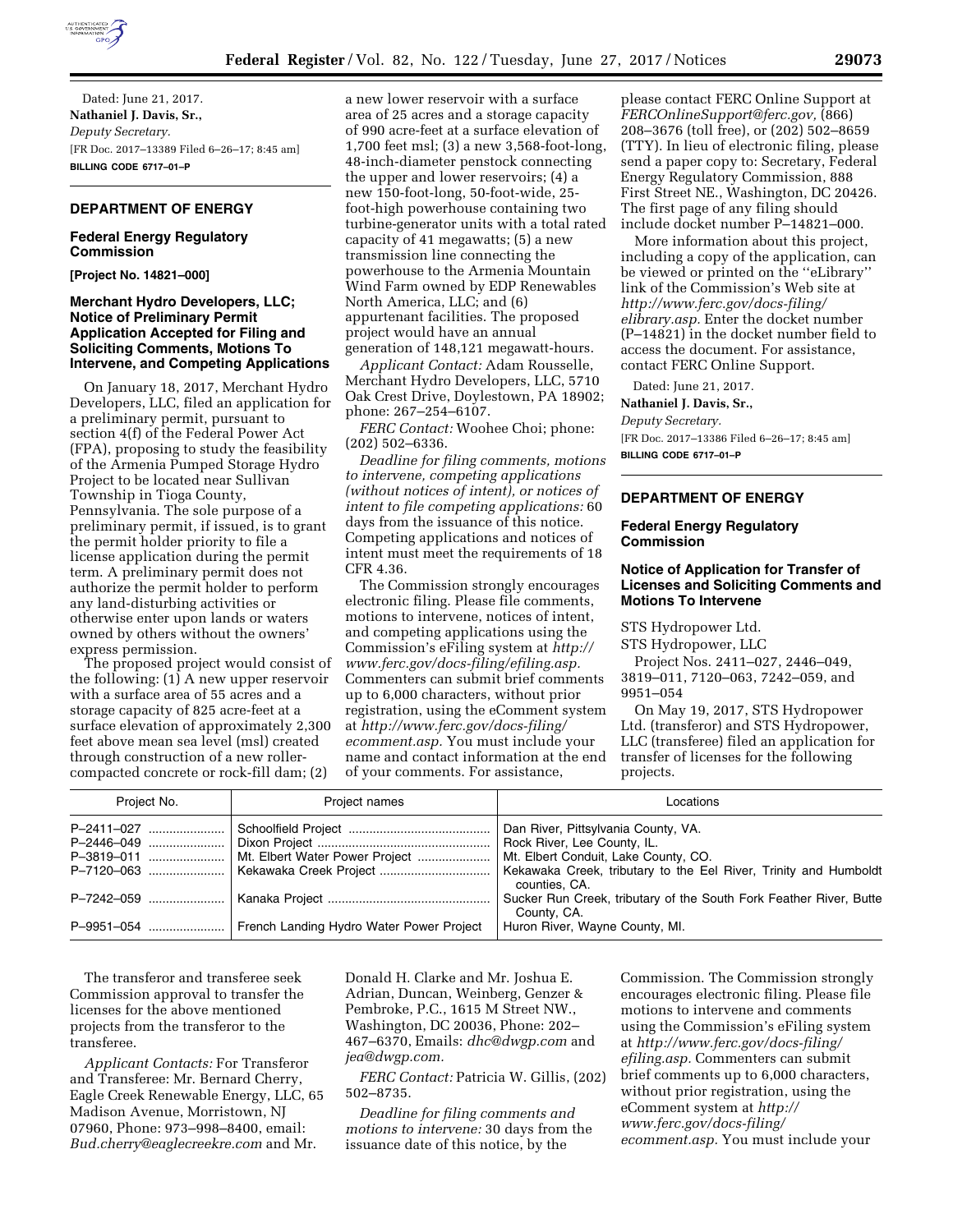Dated: June 21, 2017.

**Nathaniel J. Davis, Sr.,**

*Deputy Secretary.*

[FR Doc. 2017–13389 Filed 6–26–17; 8:45 am]

**BILLING CODE 6717–01–P**

## DEPARTMENT OF ENERGY

### Federal Energy Regulatory Commission

**[Project No. 14821–000]**

### Merchant Hydro Developers, LLC; Notice of Preliminary Permit Application Accepted for Filing and Soliciting Comments, Motions To Intervene, and Competing Applications

On January 18, 2017, Merchant Hydro Developers, LLC, filed an application for a preliminary permit, pursuant to section 4(f) of the Federal Power Act (FPA), proposing to study the feasibility of the Armenia Pumped Storage Hydro Project to be located near Sullivan Township in Tioga County, Pennsylvania. The sole purpose of a preliminary permit, if issued, is to grant the permit holder priority to file a license application during the permit term. A preliminary permit does not authorize the permit holder to perform any land-disturbing activities or otherwise enter upon lands or waters owned by others without the owners' express permission.

The proposed project would consist of the following: (1) A new upper reservoir with a surface area of 55 acres and a storage capacity of 825 acre-feet at a surface elevation of approximately 2,300 feet above mean sea level (msl) created through construction of a new roller-compacted concrete or rock-fill dam; (2) a new lower reservoir with a surface area of 25 acres and a storage capacity of 990 acre-feet at a surface elevation of 1,700 feet msl; (3) a new 3,568-foot-long, 48-inch-diameter penstock connecting the upper and lower reservoirs; (4) a new 150-foot-long, 50-foot-wide, 25-foot-high powerhouse containing two turbine-generator units with a total rated capacity of 41 megawatts; (5) a new transmission line connecting the powerhouse to the Armenia Mountain Wind Farm owned by EDP Renewables North America, LLC; and (6) appurtenant facilities. The proposed project would have an annual generation of 148,121 megawatt-hours.

*Applicant Contact:* Adam Rousselle, Merchant Hydro Developers, LLC, 5710 Oak Crest Drive, Doylestown, PA 18902; phone: 267–254–6107.

*FERC Contact:* Woohee Choi; phone: (202) 502–6336.

*Deadline for filing comments, motions to intervene, competing applications (without notices of intent), or notices of intent to file competing applications:* 60 days from the issuance of this notice. Competing applications and notices of intent must meet the requirements of 18 CFR 4.36.

The Commission strongly encourages electronic filing. Please file comments, motions to intervene, notices of intent, and competing applications using the Commission's eFiling system at *http://www.ferc.gov/docs-filing/efiling.asp.* Commenters can submit brief comments up to 6,000 characters, without prior registration, using the eComment system at *http://www.ferc.gov/docs-filing/ecomment.asp.* You must include your name and contact information at the end of your comments. For assistance, please contact FERC Online Support at *FERCOnlineSupport@ferc.gov,* (866) 208–3676 (toll free), or (202) 502–8659 (TTY). In lieu of electronic filing, please send a paper copy to: Secretary, Federal Energy Regulatory Commission, 888 First Street NE., Washington, DC 20426. The first page of any filing should include docket number P–14821–000.

More information about this project, including a copy of the application, can be viewed or printed on the "eLibrary" link of the Commission's Web site at *http://www.ferc.gov/docs-filing/elibrary.asp.* Enter the docket number (P–14821) in the docket number field to access the document. For assistance, contact FERC Online Support.

Dated: June 21, 2017.

**Nathaniel J. Davis, Sr.,**

*Deputy Secretary.*

[FR Doc. 2017–13386 Filed 6–26–17; 8:45 am]

**BILLING CODE 6717–01–P**

## DEPARTMENT OF ENERGY

### Federal Energy Regulatory Commission

### Notice of Application for Transfer of Licenses and Soliciting Comments and Motions To Intervene

STS Hydropower Ltd.

STS Hydropower, LLC

Project Nos. 2411–027, 2446–049, 3819–011, 7120–063, 7242–059, and 9951–054

On May 19, 2017, STS Hydropower Ltd. (transferor) and STS Hydropower, LLC (transferee) filed an application for transfer of licenses for the following projects.

| Project No. | Project names | Locations |
|---|---|---|
| P–2411–027 | Schoolfield Project | Dan River, Pittsylvania County, VA. |
| P–2446–049 | Dixon Project | Rock River, Lee County, IL. |
| P–3819–011 | Mt. Elbert Water Power Project | Mt. Elbert Conduit, Lake County, CO. |
| P–7120–063 | Kekawaka Creek Project | Kekawaka Creek, tributary to the Eel River, Trinity and Humboldt counties, CA. |
| P–7242–059 | Kanaka Project | Sucker Run Creek, tributary of the South Fork Feather River, Butte County, CA. |
| P–9951–054 | French Landing Hydro Water Power Project | Huron River, Wayne County, MI. |

The transferor and transferee seek Commission approval to transfer the licenses for the above mentioned projects from the transferor to the transferee.

*Applicant Contacts:* For Transferor and Transferee: Mr. Bernard Cherry, Eagle Creek Renewable Energy, LLC, 65 Madison Avenue, Morristown, NJ 07960, Phone: 973–998–8400, email: *Bud.cherry@eaglecreekre.com* and Mr. Donald H. Clarke and Mr. Joshua E. Adrian, Duncan, Weinberg, Genzer & Pembroke, P.C., 1615 M Street NW., Washington, DC 20036, Phone: 202–467–6370, Emails: *dhc@dwgp.com* and *jea@dwgp.com.*

*FERC Contact:* Patricia W. Gillis, (202) 502–8735.

*Deadline for filing comments and motions to intervene:* 30 days from the issuance date of this notice, by the Commission. The Commission strongly encourages electronic filing. Please file motions to intervene and comments using the Commission's eFiling system at *http://www.ferc.gov/docs-filing/efiling.asp.* Commenters can submit brief comments up to 6,000 characters, without prior registration, using the eComment system at *http://www.ferc.gov/docs-filing/ecomment.asp.* You must include your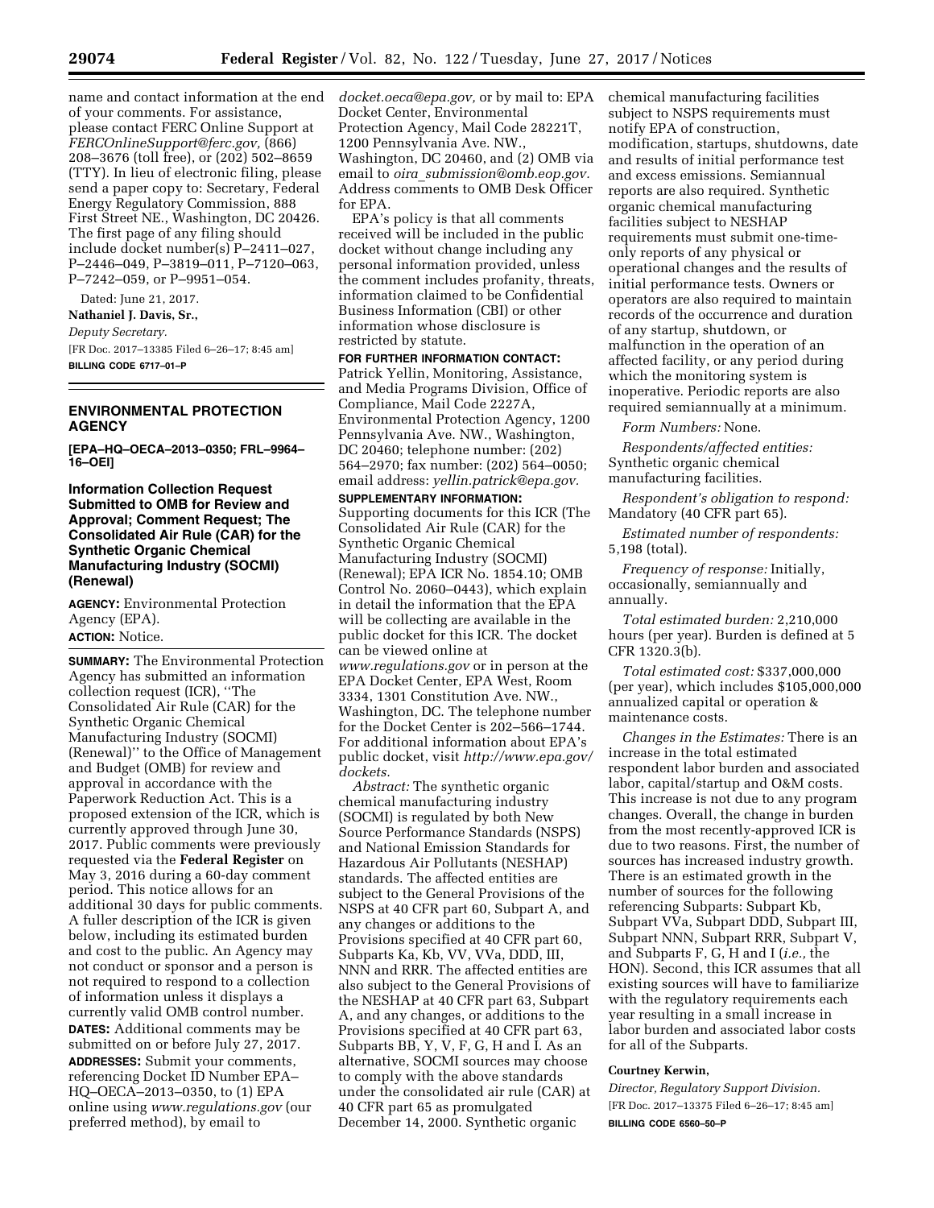name and contact information at the end of your comments. For assistance, please contact FERC Online Support at *FERCOnlineSupport@ferc.gov,* (866) 208–3676 (toll free), or (202) 502–8659 (TTY). In lieu of electronic filing, please send a paper copy to: Secretary, Federal Energy Regulatory Commission, 888 First Street NE., Washington, DC 20426. The first page of any filing should include docket number(s) P–2411–027, P–2446–049, P–3819–011, P–7120–063, P–7242–059, or P–9951–054.

Dated: June 21, 2017.

**Nathaniel J. Davis, Sr.,**

*Deputy Secretary.*

[FR Doc. 2017–13385 Filed 6–26–17; 8:45 am]

**BILLING CODE 6717–01–P**

## ENVIRONMENTAL PROTECTION AGENCY

**[EPA–HQ–OECA–2013–0350; FRL–9964–16–OEI]**

## Information Collection Request Submitted to OMB for Review and Approval; Comment Request; The Consolidated Air Rule (CAR) for the Synthetic Organic Chemical Manufacturing Industry (SOCMI) (Renewal)

**AGENCY:** Environmental Protection Agency (EPA).

**ACTION:** Notice.

**SUMMARY:** The Environmental Protection Agency has submitted an information collection request (ICR), ''The Consolidated Air Rule (CAR) for the Synthetic Organic Chemical Manufacturing Industry (SOCMI) (Renewal)'' to the Office of Management and Budget (OMB) for review and approval in accordance with the Paperwork Reduction Act. This is a proposed extension of the ICR, which is currently approved through June 30, 2017. Public comments were previously requested via the **Federal Register** on May 3, 2016 during a 60-day comment period. This notice allows for an additional 30 days for public comments. A fuller description of the ICR is given below, including its estimated burden and cost to the public. An Agency may not conduct or sponsor and a person is not required to respond to a collection of information unless it displays a currently valid OMB control number.

**DATES:** Additional comments may be submitted on or before July 27, 2017.

**ADDRESSES:** Submit your comments, referencing Docket ID Number EPA–HQ–OECA–2013–0350, to (1) EPA online using *www.regulations.gov* (our preferred method), by email to *docket.oeca@epa.gov,* or by mail to: EPA Docket Center, Environmental Protection Agency, Mail Code 28221T, 1200 Pennsylvania Ave. NW., Washington, DC 20460, and (2) OMB via email to *oira_submission@omb.eop.gov.* Address comments to OMB Desk Officer for EPA.

EPA's policy is that all comments received will be included in the public docket without change including any personal information provided, unless the comment includes profanity, threats, information claimed to be Confidential Business Information (CBI) or other information whose disclosure is restricted by statute.

**FOR FURTHER INFORMATION CONTACT:** Patrick Yellin, Monitoring, Assistance, and Media Programs Division, Office of Compliance, Mail Code 2227A, Environmental Protection Agency, 1200 Pennsylvania Ave. NW., Washington, DC 20460; telephone number: (202) 564–2970; fax number: (202) 564–0050; email address: *yellin.patrick@epa.gov.*

**SUPPLEMENTARY INFORMATION:** Supporting documents for this ICR (The Consolidated Air Rule (CAR) for the Synthetic Organic Chemical Manufacturing Industry (SOCMI) (Renewal); EPA ICR No. 1854.10; OMB Control No. 2060–0443), which explain in detail the information that the EPA will be collecting are available in the public docket for this ICR. The docket can be viewed online at *www.regulations.gov* or in person at the EPA Docket Center, EPA West, Room 3334, 1301 Constitution Ave. NW., Washington, DC. The telephone number for the Docket Center is 202–566–1744. For additional information about EPA's public docket, visit *http://www.epa.gov/dockets.*

*Abstract:* The synthetic organic chemical manufacturing industry (SOCMI) is regulated by both New Source Performance Standards (NSPS) and National Emission Standards for Hazardous Air Pollutants (NESHAP) standards. The affected entities are subject to the General Provisions of the NSPS at 40 CFR part 60, Subpart A, and any changes or additions to the Provisions specified at 40 CFR part 60, Subparts Ka, Kb, VV, VVa, DDD, III, NNN and RRR. The affected entities are also subject to the General Provisions of the NESHAP at 40 CFR part 63, Subpart A, and any changes, or additions to the Provisions specified at 40 CFR part 63, Subparts BB, Y, V, F, G, H and I. As an alternative, SOCMI sources may choose to comply with the above standards under the consolidated air rule (CAR) at 40 CFR part 65 as promulgated December 14, 2000. Synthetic organic chemical manufacturing facilities subject to NSPS requirements must notify EPA of construction, modification, startups, shutdowns, date and results of initial performance test and excess emissions. Semiannual reports are also required. Synthetic organic chemical manufacturing facilities subject to NESHAP requirements must submit one-time-only reports of any physical or operational changes and the results of initial performance tests. Owners or operators are also required to maintain records of the occurrence and duration of any startup, shutdown, or malfunction in the operation of an affected facility, or any period during which the monitoring system is inoperative. Periodic reports are also required semiannually at a minimum.

*Form Numbers:* None.

*Respondents/affected entities:* Synthetic organic chemical manufacturing facilities.

*Respondent's obligation to respond:* Mandatory (40 CFR part 65).

*Estimated number of respondents:* 5,198 (total).

*Frequency of response:* Initially, occasionally, semiannually and annually.

*Total estimated burden:* 2,210,000 hours (per year). Burden is defined at 5 CFR 1320.3(b).

*Total estimated cost:* $337,000,000 (per year), which includes $105,000,000 annualized capital or operation & maintenance costs.

*Changes in the Estimates:* There is an increase in the total estimated respondent labor burden and associated labor, capital/startup and O&M costs. This increase is not due to any program changes. Overall, the change in burden from the most recently-approved ICR is due to two reasons. First, the number of sources has increased industry growth. There is an estimated growth in the number of sources for the following referencing Subparts: Subpart Kb, Subpart VVa, Subpart DDD, Subpart III, Subpart NNN, Subpart RRR, Subpart V, and Subparts F, G, H and I (*i.e.,* the HON). Second, this ICR assumes that all existing sources will have to familiarize with the regulatory requirements each year resulting in a small increase in labor burden and associated labor costs for all of the Subparts.

**Courtney Kerwin,**

*Director, Regulatory Support Division.*

[FR Doc. 2017–13375 Filed 6–26–17; 8:45 am]

**BILLING CODE 6560–50–P**